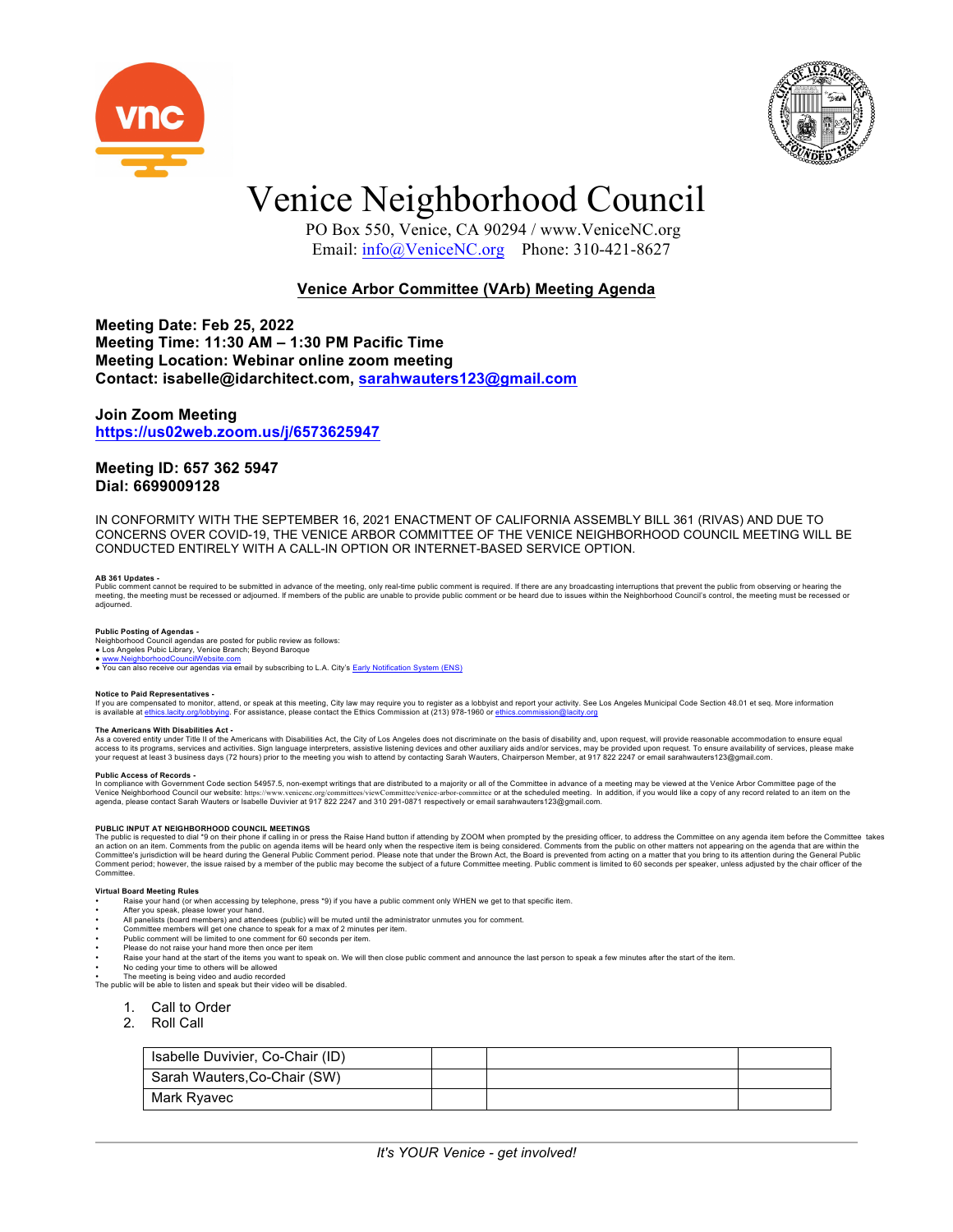# Venice Neighborhood Council

PO Box 550, Venice, CA 90294 / www.VeniceNC.org
Email: info@VeniceNC.org Phone: 310-421-8627

## Venice Arbor Committee (VArb) Meeting Agenda

**Meeting Date: Feb 25, 2022**
**Meeting Time: 11:30 AM – 1:30 PM Pacific Time**
**Meeting Location: Webinar online zoom meeting**
**Contact: isabelle@idarchitect.com, sarahwauters123@gmail.com**

**Join Zoom Meeting**
**https://us02web.zoom.us/j/6573625947**

**Meeting ID: 657 362 5947**
**Dial: 6699009128**

IN CONFORMITY WITH THE SEPTEMBER 16, 2021 ENACTMENT OF CALIFORNIA ASSEMBLY BILL 361 (RIVAS) AND DUE TO CONCERNS OVER COVID-19, THE VENICE ARBOR COMMITTEE OF THE VENICE NEIGHBORHOOD COUNCIL MEETING WILL BE CONDUCTED ENTIRELY WITH A CALL-IN OPTION OR INTERNET-BASED SERVICE OPTION.

**AB 361 Updates -**
Public comment cannot be required to be submitted in advance of the meeting, only real-time public comment is required. If there are any broadcasting interruptions that prevent the public from observing or hearing the meeting, the meeting must be recessed or adjourned. If members of the public are unable to provide public comment or be heard due to issues within the Neighborhood Council's control, the meeting must be recessed or adjourned.

**Public Posting of Agendas -**
Neighborhood Council agendas are posted for public review as follows:
- Los Angeles Pubic Library, Venice Branch; Beyond Baroque
- www.NeighborhoodCouncilWebsite.com
- You can also receive our agendas via email by subscribing to L.A. City's Early Notification System (ENS)

**Notice to Paid Representatives -**
If you are compensated to monitor, attend, or speak at this meeting, City law may require you to register as a lobbyist and report your activity. See Los Angeles Municipal Code Section 48.01 et seq. More information is available at ethics.lacity.org/lobbying. For assistance, please contact the Ethics Commission at (213) 978-1960 or ethics.commission@lacity.org

**The Americans With Disabilities Act -**
As a covered entity under Title II of the Americans with Disabilities Act, the City of Los Angeles does not discriminate on the basis of disability and, upon request, will provide reasonable accommodation to ensure equal access to its programs, services and activities. Sign language interpreters, assistive listening devices and other auxiliary aids and/or services, may be provided upon request. To ensure availability of services, please make your request at least 3 business days (72 hours) prior to the meeting you wish to attend by contacting Sarah Wauters, Chairperson Member, at 917 822 2247 or email sarahwauters123@gmail.com.

**Public Access of Records -**
In compliance with Government Code section 54957.5, non-exempt writings that are distributed to a majority or all of the Committee in advance of a meeting may be viewed at the Venice Arbor Committee page of the Venice Neighborhood Council our website: https://www.venicenc.org/committees/viewCommittee/venice-arbor-committee or at the scheduled meeting. In addition, if you would like a copy of any record related to an item on the agenda, please contact Sarah Wauters or Isabelle Duvivier at 917 822 2247 and 310 291-0871 respectively or email sarahwauters123@gmail.com.

**PUBLIC INPUT AT NEIGHBORHOOD COUNCIL MEETINGS**
The public is requested to dial *9 on their phone if calling in or press the Raise Hand button if attending by ZOOM when prompted by the presiding officer, to address the Committee on any agenda item before the Committee takes an action on an item. Comments from the public on agenda items will be heard only when the respective item is being considered. Comments from the public on other matters not appearing on the agenda that are within the Committee's jurisdiction will be heard during the General Public Comment period. Please note that under the Brown Act, the Board is prevented from acting on a matter that you bring to its attention during the General Public Comment period; however, the issue raised by a member of the public may become the subject of a future Committee meeting. Public comment is limited to 60 seconds per speaker, unless adjusted by the chair officer of the Committee.

**Virtual Board Meeting Rules**
- Raise your hand (or when accessing by telephone, press *9) if you have a public comment only WHEN we get to that specific item.
- After you speak, please lower your hand.
- All panelists (board members) and attendees (public) will be muted until the administrator unmutes you for comment.
- Committee members will get one chance to speak for a max of 2 minutes per item.
- Public comment will be limited to one comment for 60 seconds per item.
- Please do not raise your hand more then once per item
- Raise your hand at the start of the items you want to speak on. We will then close public comment and announce the last person to speak a few minutes after the start of the item.
- No ceding your time to others will be allowed
- The meeting is being video and audio recorded

The public will be able to listen and speak but their video will be disabled.

1. Call to Order
2. Roll Call

| Isabelle Duvivier, Co-Chair (ID) | | | |
|---|---|---|---|
| Sarah Wauters,Co-Chair (SW) | | | |
| Mark Ryavec | | | |

*It's YOUR Venice - get involved!*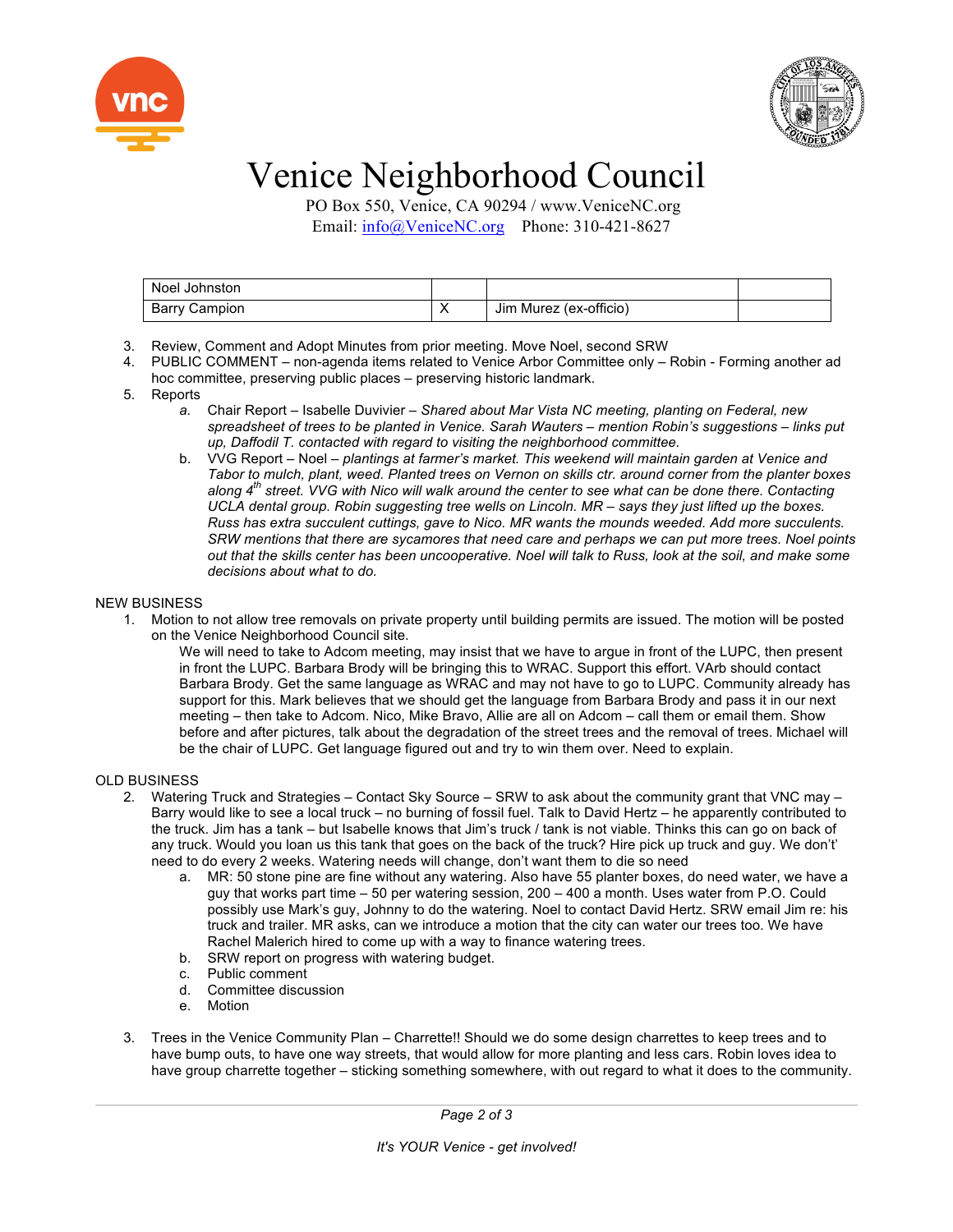# Venice Neighborhood Council

PO Box 550, Venice, CA 90294 / www.VeniceNC.org
Email: info@VeniceNC.org Phone: 310-421-8627

| Noel Johnston | | | |
|---|---|---|---|
| Barry Campion | X | Jim Murez (ex-officio) | |

3. Review, Comment and Adopt Minutes from prior meeting. Move Noel, second SRW
4. PUBLIC COMMENT – non-agenda items related to Venice Arbor Committee only – Robin - Forming another ad hoc committee, preserving public places – preserving historic landmark.
5. Reports
   a. Chair Report – Isabelle Duvivier – *Shared about Mar Vista NC meeting, planting on Federal, new spreadsheet of trees to be planted in Venice. Sarah Wauters – mention Robin's suggestions – links put up, Daffodil T. contacted with regard to visiting the neighborhood committee.*
   b. VVG Report – Noel – *plantings at farmer's market. This weekend will maintain garden at Venice and Tabor to mulch, plant, weed. Planted trees on Vernon on skills ctr. around corner from the planter boxes along 4th street. VVG with Nico will walk around the center to see what can be done there. Contacting UCLA dental group. Robin suggesting tree wells on Lincoln. MR – says they just lifted up the boxes. Russ has extra succulent cuttings, gave to Nico. MR wants the mounds weeded. Add more succulents. SRW mentions that there are sycamores that need care and perhaps we can put more trees. Noel points out that the skills center has been uncooperative. Noel will talk to Russ, look at the soil, and make some decisions about what to do.*

NEW BUSINESS

1. Motion to not allow tree removals on private property until building permits are issued. The motion will be posted on the Venice Neighborhood Council site.

   We will need to take to Adcom meeting, may insist that we have to argue in front of the LUPC, then present in front the LUPC. Barbara Brody will be bringing this to WRAC. Support this effort. VArb should contact Barbara Brody. Get the same language as WRAC and may not have to go to LUPC. Community already has support for this. Mark believes that we should get the language from Barbara Brody and pass it in our next meeting – then take to Adcom. Nico, Mike Bravo, Allie are all on Adcom – call them or email them. Show before and after pictures, talk about the degradation of the street trees and the removal of trees. Michael will be the chair of LUPC. Get language figured out and try to win them over. Need to explain.

OLD BUSINESS

2. Watering Truck and Strategies – Contact Sky Source – SRW to ask about the community grant that VNC may – Barry would like to see a local truck – no burning of fossil fuel. Talk to David Hertz – he apparently contributed to the truck. Jim has a tank – but Isabelle knows that Jim's truck / tank is not viable. Thinks this can go on back of any truck. Would you loan us this tank that goes on the back of the truck? Hire pick up truck and guy. We don't' need to do every 2 weeks. Watering needs will change, don't want them to die so need
   a. MR: 50 stone pine are fine without any watering. Also have 55 planter boxes, do need water, we have a guy that works part time – 50 per watering session, 200 – 400 a month. Uses water from P.O. Could possibly use Mark's guy, Johnny to do the watering. Noel to contact David Hertz. SRW email Jim re: his truck and trailer. MR asks, can we introduce a motion that the city can water our trees too. We have Rachel Malerich hired to come up with a way to finance watering trees.
   b. SRW report on progress with watering budget.
   c. Public comment
   d. Committee discussion
   e. Motion

3. Trees in the Venice Community Plan – Charrette!! Should we do some design charrettes to keep trees and to have bump outs, to have one way streets, that would allow for more planting and less cars. Robin loves idea to have group charrette together – sticking something somewhere, with out regard to what it does to the community.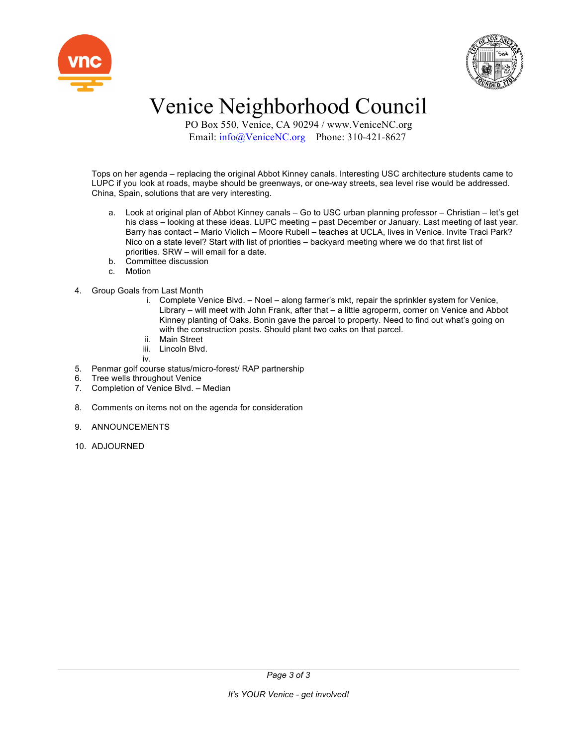# Venice Neighborhood Council

PO Box 550, Venice, CA 90294 / www.VeniceNC.org
Email: info@VeniceNC.org Phone: 310-421-8627

Tops on her agenda – replacing the original Abbot Kinney canals. Interesting USC architecture students came to LUPC if you look at roads, maybe should be greenways, or one-way streets, sea level rise would be addressed. China, Spain, solutions that are very interesting.

a. Look at original plan of Abbot Kinney canals – Go to USC urban planning professor – Christian – let's get his class – looking at these ideas. LUPC meeting – past December or January. Last meeting of last year. Barry has contact – Mario Violich – Moore Rubell – teaches at UCLA, lives in Venice. Invite Traci Park? Nico on a state level? Start with list of priorities – backyard meeting where we do that first list of priorities. SRW – will email for a date.
b. Committee discussion
c. Motion

4. Group Goals from Last Month
   i. Complete Venice Blvd. – Noel – along farmer's mkt, repair the sprinkler system for Venice, Library – will meet with John Frank, after that – a little agroperm, corner on Venice and Abbot Kinney planting of Oaks. Bonin gave the parcel to property. Need to find out what's going on with the construction posts. Should plant two oaks on that parcel.
   ii. Main Street
   iii. Lincoln Blvd.
   iv.
5. Penmar golf course status/micro-forest/ RAP partnership
6. Tree wells throughout Venice
7. Completion of Venice Blvd. – Median

8. Comments on items not on the agenda for consideration

9. ANNOUNCEMENTS

10. ADJOURNED